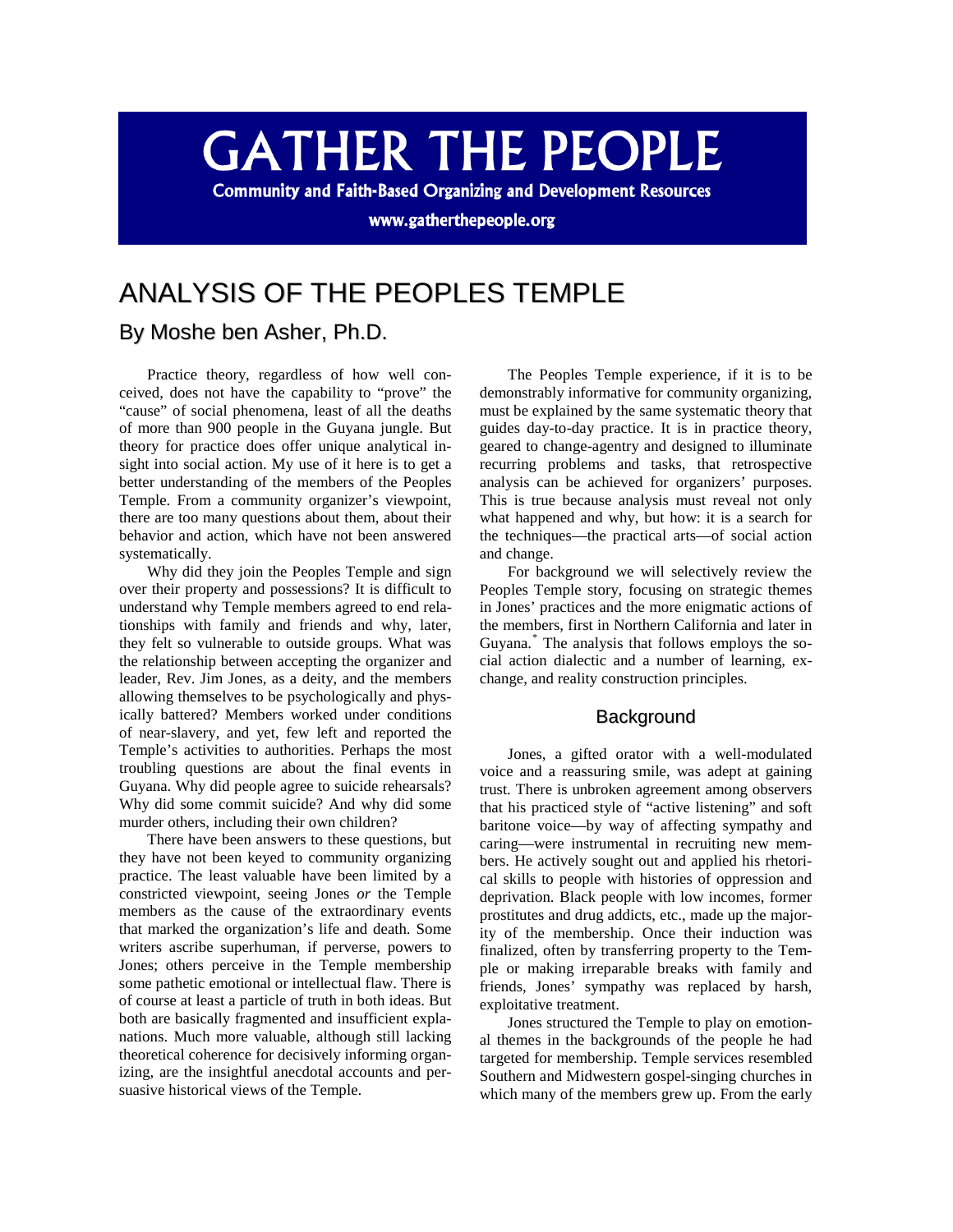# GATHER THE PEOPLE

**Community and Faith-Based Organizing and Development Resources**

**www.gatherthepeople.org**

# ANALYSIS OF THE PEOPLES TEMPLE

## By Moshe ben Asher, Ph.D.

Practice theory, regardless of how well conceived, does not have the capability to "prove" the "cause" of social phenomena, least of all the deaths of more than 900 people in the Guyana jungle. But theory for practice does offer unique analytical insight into social action. My use of it here is to get a better understanding of the members of the Peoples Temple. From a community organizer's viewpoint, there are too many questions about them, about their behavior and action, which have not been answered systematically.

Why did they join the Peoples Temple and sign over their property and possessions? It is difficult to understand why Temple members agreed to end relationships with family and friends and why, later, they felt so vulnerable to outside groups. What was the relationship between accepting the organizer and leader, Rev. Jim Jones, as a deity, and the members allowing themselves to be psychologically and physically battered? Members worked under conditions of near-slavery, and yet, few left and reported the Temple's activities to authorities. Perhaps the most troubling questions are about the final events in Guyana. Why did people agree to suicide rehearsals? Why did some commit suicide? And why did some murder others, including their own children?

There have been answers to these questions, but they have not been keyed to community organizing practice. The least valuable have been limited by a constricted viewpoint, seeing Jones *or* the Temple members as the cause of the extraordinary events that marked the organization's life and death. Some writers ascribe superhuman, if perverse, powers to Jones; others perceive in the Temple membership some pathetic emotional or intellectual flaw. There is of course at least a particle of truth in both ideas. But both are basically fragmented and insufficient explanations. Much more valuable, although still lacking theoretical coherence for decisively informing organizing, are the insightful anecdotal accounts and persuasive historical views of the Temple.

The Peoples Temple experience, if it is to be demonstrably informative for community organizing, must be explained by the same systematic theory that guides day-to-day practice. It is in practice theory, geared to change-agentry and designed to illuminate recurring problems and tasks, that retrospective analysis can be achieved for organizers' purposes. This is true because analysis must reveal not only what happened and why, but how: it is a search for the techniques—the practical arts—of social action and change.

For background we will selectively review the Peoples Temple story, focusing on strategic themes in Jones' practices and the more enigmatic actions of the members, first in Northern California and later in Guyana.* The analysis that follows employs the social action dialectic and a number of learning, exchange, and reality construction principles.

### Background

Jones, a gifted orator with a well-modulated voice and a reassuring smile, was adept at gaining trust. There is unbroken agreement among observers that his practiced style of "active listening" and soft baritone voice—by way of affecting sympathy and caring—were instrumental in recruiting new members. He actively sought out and applied his rhetorical skills to people with histories of oppression and deprivation. Black people with low incomes, former prostitutes and drug addicts, etc., made up the majority of the membership. Once their induction was finalized, often by transferring property to the Temple or making irreparable breaks with family and friends, Jones' sympathy was replaced by harsh, exploitative treatment.

Jones structured the Temple to play on emotional themes in the backgrounds of the people he had targeted for membership. Temple services resembled Southern and Midwestern gospel-singing churches in which many of the members grew up. From the early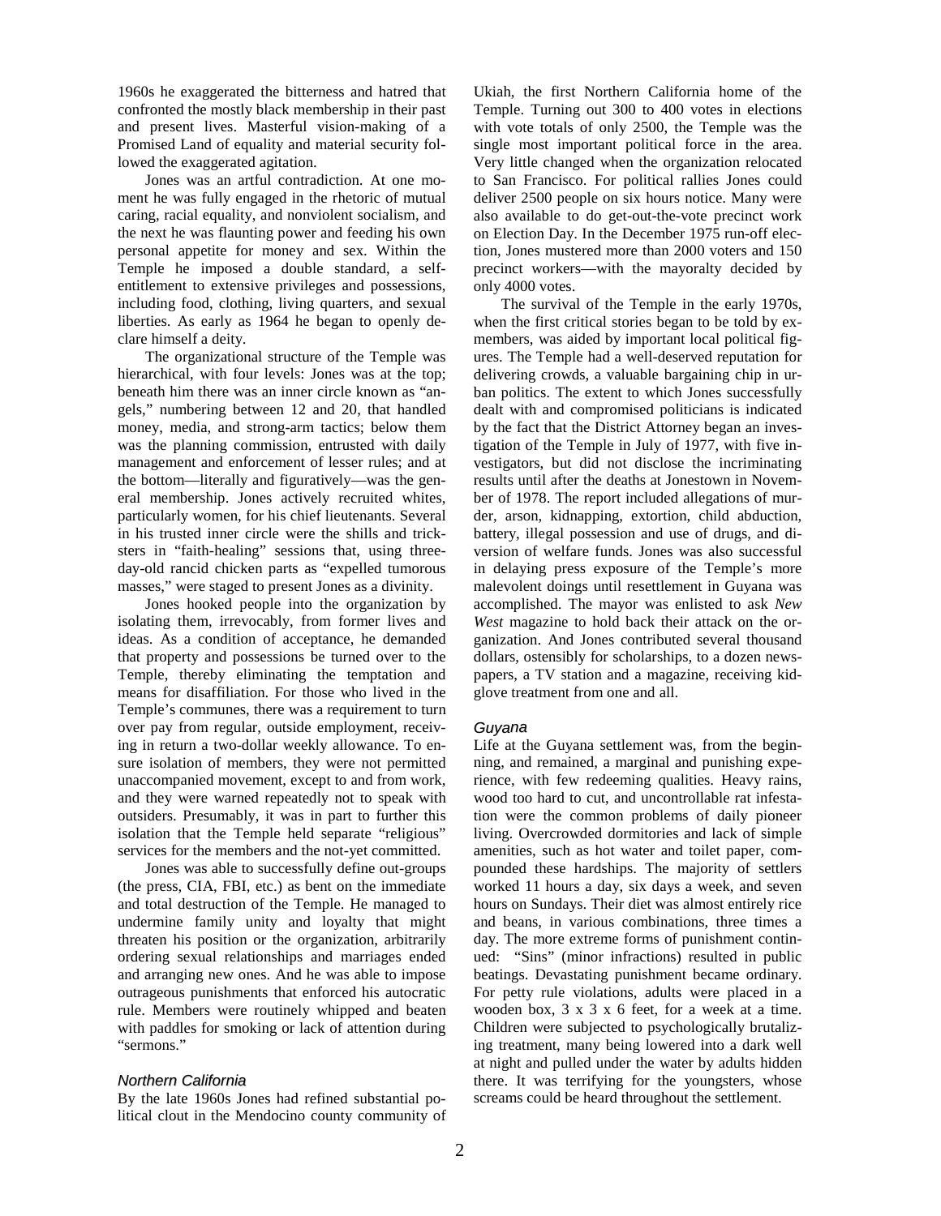1960s he exaggerated the bitterness and hatred that confronted the mostly black membership in their past and present lives. Masterful vision-making of a Promised Land of equality and material security followed the exaggerated agitation.

Jones was an artful contradiction. At one moment he was fully engaged in the rhetoric of mutual caring, racial equality, and nonviolent socialism, and the next he was flaunting power and feeding his own personal appetite for money and sex. Within the Temple he imposed a double standard, a self-entitlement to extensive privileges and possessions, including food, clothing, living quarters, and sexual liberties. As early as 1964 he began to openly declare himself a deity.

The organizational structure of the Temple was hierarchical, with four levels: Jones was at the top; beneath him there was an inner circle known as "angels," numbering between 12 and 20, that handled money, media, and strong-arm tactics; below them was the planning commission, entrusted with daily management and enforcement of lesser rules; and at the bottom—literally and figuratively—was the general membership. Jones actively recruited whites, particularly women, for his chief lieutenants. Several in his trusted inner circle were the shills and tricksters in "faith-healing" sessions that, using three-day-old rancid chicken parts as "expelled tumorous masses," were staged to present Jones as a divinity.

Jones hooked people into the organization by isolating them, irrevocably, from former lives and ideas. As a condition of acceptance, he demanded that property and possessions be turned over to the Temple, thereby eliminating the temptation and means for disaffiliation. For those who lived in the Temple's communes, there was a requirement to turn over pay from regular, outside employment, receiving in return a two-dollar weekly allowance. To ensure isolation of members, they were not permitted unaccompanied movement, except to and from work, and they were warned repeatedly not to speak with outsiders. Presumably, it was in part to further this isolation that the Temple held separate "religious" services for the members and the not-yet committed.

Jones was able to successfully define out-groups (the press, CIA, FBI, etc.) as bent on the immediate and total destruction of the Temple. He managed to undermine family unity and loyalty that might threaten his position or the organization, arbitrarily ordering sexual relationships and marriages ended and arranging new ones. And he was able to impose outrageous punishments that enforced his autocratic rule. Members were routinely whipped and beaten with paddles for smoking or lack of attention during "sermons."

### *Northern California*

By the late 1960s Jones had refined substantial political clout in the Mendocino county community of Ukiah, the first Northern California home of the Temple. Turning out 300 to 400 votes in elections with vote totals of only 2500, the Temple was the single most important political force in the area. Very little changed when the organization relocated to San Francisco. For political rallies Jones could deliver 2500 people on six hours notice. Many were also available to do get-out-the-vote precinct work on Election Day. In the December 1975 run-off election, Jones mustered more than 2000 voters and 150 precinct workers—with the mayoralty decided by only 4000 votes.

The survival of the Temple in the early 1970s, when the first critical stories began to be told by ex-members, was aided by important local political figures. The Temple had a well-deserved reputation for delivering crowds, a valuable bargaining chip in urban politics. The extent to which Jones successfully dealt with and compromised politicians is indicated by the fact that the District Attorney began an investigation of the Temple in July of 1977, with five investigators, but did not disclose the incriminating results until after the deaths at Jonestown in November of 1978. The report included allegations of murder, arson, kidnapping, extortion, child abduction, battery, illegal possession and use of drugs, and diversion of welfare funds. Jones was also successful in delaying press exposure of the Temple's more malevolent doings until resettlement in Guyana was accomplished. The mayor was enlisted to ask *New West* magazine to hold back their attack on the organization. And Jones contributed several thousand dollars, ostensibly for scholarships, to a dozen newspapers, a TV station and a magazine, receiving kid-glove treatment from one and all.

### *Guyana*

Life at the Guyana settlement was, from the beginning, and remained, a marginal and punishing experience, with few redeeming qualities. Heavy rains, wood too hard to cut, and uncontrollable rat infestation were the common problems of daily pioneer living. Overcrowded dormitories and lack of simple amenities, such as hot water and toilet paper, compounded these hardships. The majority of settlers worked 11 hours a day, six days a week, and seven hours on Sundays. Their diet was almost entirely rice and beans, in various combinations, three times a day. The more extreme forms of punishment continued: "Sins" (minor infractions) resulted in public beatings. Devastating punishment became ordinary. For petty rule violations, adults were placed in a wooden box, 3 x 3 x 6 feet, for a week at a time. Children were subjected to psychologically brutalizing treatment, many being lowered into a dark well at night and pulled under the water by adults hidden there. It was terrifying for the youngsters, whose screams could be heard throughout the settlement.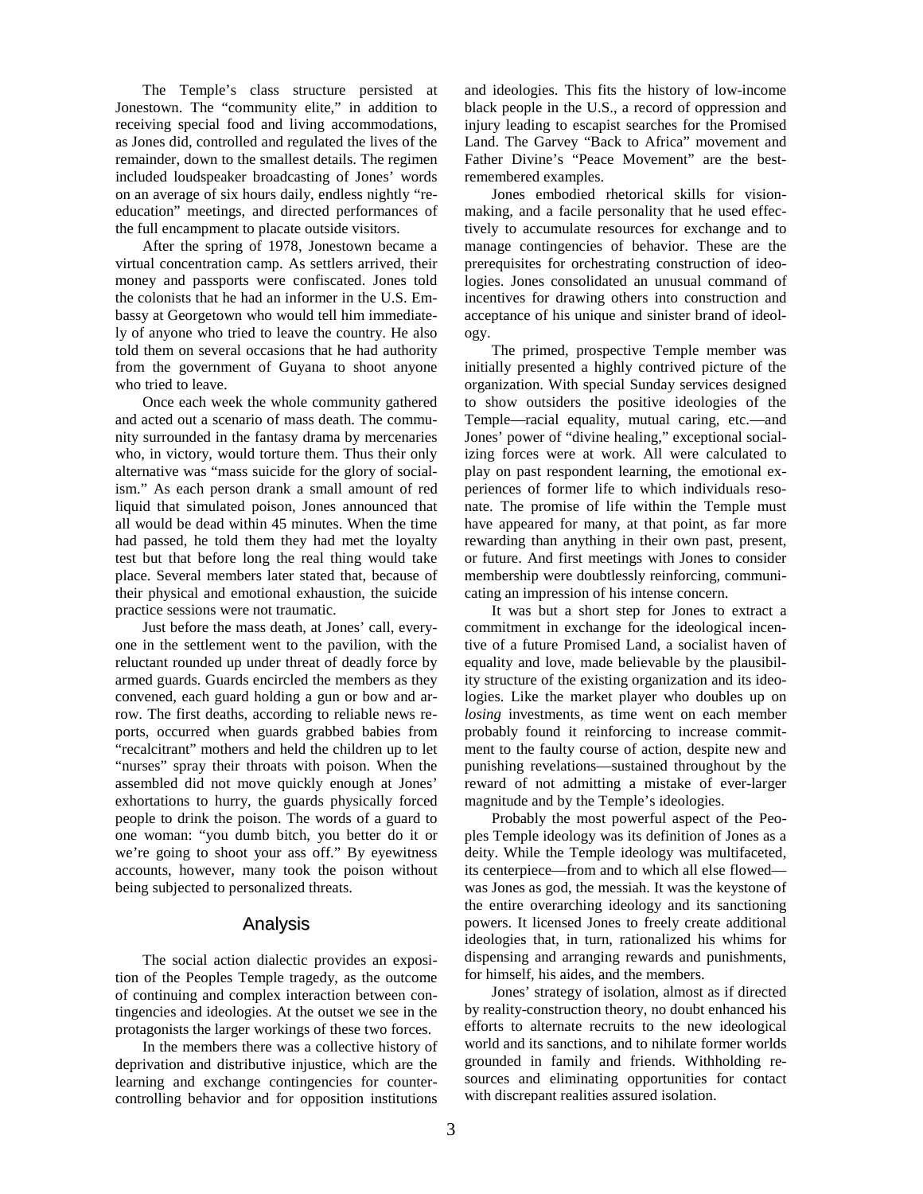The Temple's class structure persisted at Jonestown. The "community elite," in addition to receiving special food and living accommodations, as Jones did, controlled and regulated the lives of the remainder, down to the smallest details. The regimen included loudspeaker broadcasting of Jones' words on an average of six hours daily, endless nightly "re-education" meetings, and directed performances of the full encampment to placate outside visitors.

After the spring of 1978, Jonestown became a virtual concentration camp. As settlers arrived, their money and passports were confiscated. Jones told the colonists that he had an informer in the U.S. Embassy at Georgetown who would tell him immediately of anyone who tried to leave the country. He also told them on several occasions that he had authority from the government of Guyana to shoot anyone who tried to leave.

Once each week the whole community gathered and acted out a scenario of mass death. The community surrounded in the fantasy drama by mercenaries who, in victory, would torture them. Thus their only alternative was "mass suicide for the glory of socialism." As each person drank a small amount of red liquid that simulated poison, Jones announced that all would be dead within 45 minutes. When the time had passed, he told them they had met the loyalty test but that before long the real thing would take place. Several members later stated that, because of their physical and emotional exhaustion, the suicide practice sessions were not traumatic.

Just before the mass death, at Jones' call, everyone in the settlement went to the pavilion, with the reluctant rounded up under threat of deadly force by armed guards. Guards encircled the members as they convened, each guard holding a gun or bow and arrow. The first deaths, according to reliable news reports, occurred when guards grabbed babies from "recalcitrant" mothers and held the children up to let "nurses" spray their throats with poison. When the assembled did not move quickly enough at Jones' exhortations to hurry, the guards physically forced people to drink the poison. The words of a guard to one woman: "you dumb bitch, you better do it or we're going to shoot your ass off." By eyewitness accounts, however, many took the poison without being subjected to personalized threats.

## Analysis

The social action dialectic provides an exposition of the Peoples Temple tragedy, as the outcome of continuing and complex interaction between contingencies and ideologies. At the outset we see in the protagonists the larger workings of these two forces.

In the members there was a collective history of deprivation and distributive injustice, which are the learning and exchange contingencies for counter-controlling behavior and for opposition institutions and ideologies. This fits the history of low-income black people in the U.S., a record of oppression and injury leading to escapist searches for the Promised Land. The Garvey "Back to Africa" movement and Father Divine's "Peace Movement" are the best-remembered examples.

Jones embodied rhetorical skills for vision-making, and a facile personality that he used effectively to accumulate resources for exchange and to manage contingencies of behavior. These are the prerequisites for orchestrating construction of ideologies. Jones consolidated an unusual command of incentives for drawing others into construction and acceptance of his unique and sinister brand of ideology.

The primed, prospective Temple member was initially presented a highly contrived picture of the organization. With special Sunday services designed to show outsiders the positive ideologies of the Temple—racial equality, mutual caring, etc.—and Jones' power of "divine healing," exceptional socializing forces were at work. All were calculated to play on past respondent learning, the emotional experiences of former life to which individuals resonate. The promise of life within the Temple must have appeared for many, at that point, as far more rewarding than anything in their own past, present, or future. And first meetings with Jones to consider membership were doubtlessly reinforcing, communicating an impression of his intense concern.

It was but a short step for Jones to extract a commitment in exchange for the ideological incentive of a future Promised Land, a socialist haven of equality and love, made believable by the plausibility structure of the existing organization and its ideologies. Like the market player who doubles up on *losing* investments, as time went on each member probably found it reinforcing to increase commitment to the faulty course of action, despite new and punishing revelations—sustained throughout by the reward of not admitting a mistake of ever-larger magnitude and by the Temple's ideologies.

Probably the most powerful aspect of the Peoples Temple ideology was its definition of Jones as a deity. While the Temple ideology was multifaceted, its centerpiece—from and to which all else flowed—was Jones as god, the messiah. It was the keystone of the entire overarching ideology and its sanctioning powers. It licensed Jones to freely create additional ideologies that, in turn, rationalized his whims for dispensing and arranging rewards and punishments, for himself, his aides, and the members.

Jones' strategy of isolation, almost as if directed by reality-construction theory, no doubt enhanced his efforts to alternate recruits to the new ideological world and its sanctions, and to nihilate former worlds grounded in family and friends. Withholding resources and eliminating opportunities for contact with discrepant realities assured isolation.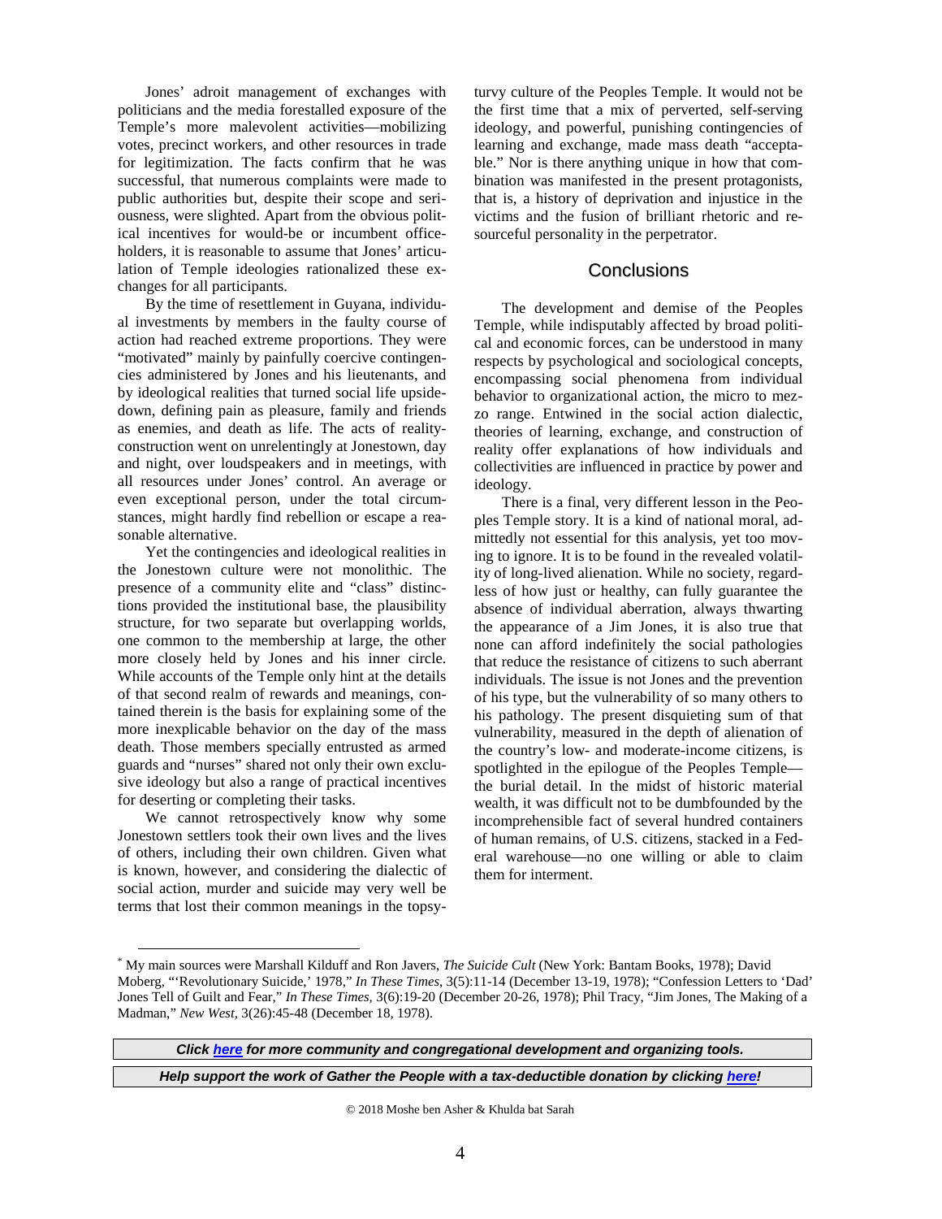Jones' adroit management of exchanges with politicians and the media forestalled exposure of the Temple's more malevolent activities—mobilizing votes, precinct workers, and other resources in trade for legitimization. The facts confirm that he was successful, that numerous complaints were made to public authorities but, despite their scope and seriousness, were slighted. Apart from the obvious political incentives for would-be or incumbent officeholders, it is reasonable to assume that Jones' articulation of Temple ideologies rationalized these exchanges for all participants.

By the time of resettlement in Guyana, individual investments by members in the faulty course of action had reached extreme proportions. They were "motivated" mainly by painfully coercive contingencies administered by Jones and his lieutenants, and by ideological realities that turned social life upside-down, defining pain as pleasure, family and friends as enemies, and death as life. The acts of reality-construction went on unrelentingly at Jonestown, day and night, over loudspeakers and in meetings, with all resources under Jones' control. An average or even exceptional person, under the total circumstances, might hardly find rebellion or escape a reasonable alternative.

Yet the contingencies and ideological realities in the Jonestown culture were not monolithic. The presence of a community elite and "class" distinctions provided the institutional base, the plausibility structure, for two separate but overlapping worlds, one common to the membership at large, the other more closely held by Jones and his inner circle. While accounts of the Temple only hint at the details of that second realm of rewards and meanings, contained therein is the basis for explaining some of the more inexplicable behavior on the day of the mass death. Those members specially entrusted as armed guards and "nurses" shared not only their own exclusive ideology but also a range of practical incentives for deserting or completing their tasks.

We cannot retrospectively know why some Jonestown settlers took their own lives and the lives of others, including their own children. Given what is known, however, and considering the dialectic of social action, murder and suicide may very well be terms that lost their common meanings in the topsy-turvy culture of the Peoples Temple. It would not be the first time that a mix of perverted, self-serving ideology, and powerful, punishing contingencies of learning and exchange, made mass death "acceptable." Nor is there anything unique in how that combination was manifested in the present protagonists, that is, a history of deprivation and injustice in the victims and the fusion of brilliant rhetoric and resourceful personality in the perpetrator.

## Conclusions

The development and demise of the Peoples Temple, while indisputably affected by broad political and economic forces, can be understood in many respects by psychological and sociological concepts, encompassing social phenomena from individual behavior to organizational action, the micro to mezzo range. Entwined in the social action dialectic, theories of learning, exchange, and construction of reality offer explanations of how individuals and collectivities are influenced in practice by power and ideology.

There is a final, very different lesson in the Peoples Temple story. It is a kind of national moral, admittedly not essential for this analysis, yet too moving to ignore. It is to be found in the revealed volatility of long-lived alienation. While no society, regardless of how just or healthy, can fully guarantee the absence of individual aberration, always thwarting the appearance of a Jim Jones, it is also true that none can afford indefinitely the social pathologies that reduce the resistance of citizens to such aberrant individuals. The issue is not Jones and the prevention of his type, but the vulnerability of so many others to his pathology. The present disquieting sum of that vulnerability, measured in the depth of alienation of the country's low- and moderate-income citizens, is spotlighted in the epilogue of the Peoples Temple—the burial detail. In the midst of historic material wealth, it was difficult not to be dumbfounded by the incomprehensible fact of several hundred containers of human remains, of U.S. citizens, stacked in a Federal warehouse—no one willing or able to claim them for interment.

---

[*] My main sources were Marshall Kilduff and Ron Javers, *The Suicide Cult* (New York: Bantam Books, 1978); David Moberg, "'Revolutionary Suicide,' 1978," *In These Times*, 3(5):11-14 (December 13-19, 1978); "Confession Letters to 'Dad' Jones Tell of Guilt and Fear," *In These Times*, 3(6):19-20 (December 20-26, 1978); Phil Tracy, "Jim Jones, The Making of a Madman," *New West*, 3(26):45-48 (December 18, 1978).

***Click here for more community and congregational development and organizing tools.***

***Help support the work of Gather the People with a tax-deductible donation by clicking here!***

© 2018 Moshe ben Asher & Khulda bat Sarah